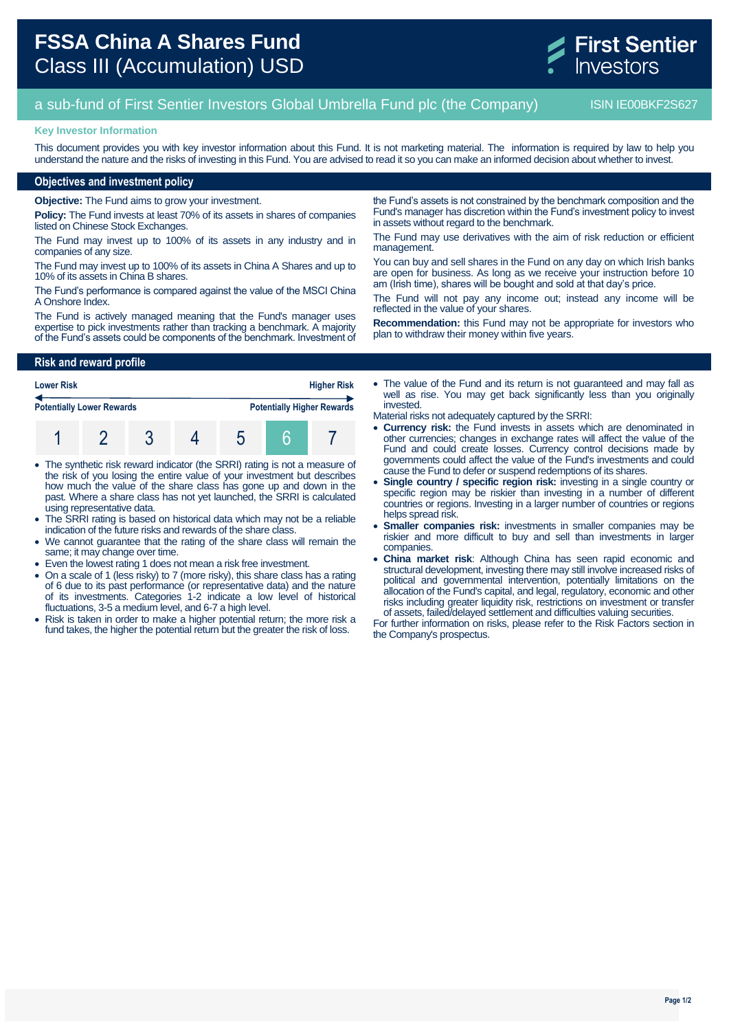# FSSA China A Shares Fund
## Class III (Accumulation) USD

First Sentier Investors

a sub-fund of First Sentier Investors Global Umbrella Fund plc (the Company) ISIN IE00BKF2S627

**Key Investor Information**

This document provides you with key investor information about this Fund. It is not marketing material. The information is required by law to help you understand the nature and the risks of investing in this Fund. You are advised to read it so you can make an informed decision about whether to invest.

## Objectives and investment policy

**Objective:** The Fund aims to grow your investment.

**Policy:** The Fund invests at least 70% of its assets in shares of companies listed on Chinese Stock Exchanges.

The Fund may invest up to 100% of its assets in any industry and in companies of any size.

The Fund may invest up to 100% of its assets in China A Shares and up to 10% of its assets in China B shares.

The Fund's performance is compared against the value of the MSCI China A Onshore Index.

The Fund is actively managed meaning that the Fund's manager uses expertise to pick investments rather than tracking a benchmark. A majority of the Fund's assets could be components of the benchmark. Investment of the Fund's assets is not constrained by the benchmark composition and the Fund's manager has discretion within the Fund's investment policy to invest in assets without regard to the benchmark.

The Fund may use derivatives with the aim of risk reduction or efficient management.

You can buy and sell shares in the Fund on any day on which Irish banks are open for business. As long as we receive your instruction before 10 am (Irish time), shares will be bought and sold at that day's price.

The Fund will not pay any income out; instead any income will be reflected in the value of your shares.

**Recommendation:** this Fund may not be appropriate for investors who plan to withdraw their money within five years.

## Risk and reward profile

| Lower Risk | | | | | | Higher Risk |
|---|---|---|---|---|---|---|
| Potentially Lower Rewards | | | | | | Potentially Higher Rewards |
| 1 | 2 | 3 | 4 | 5 | **6** | 7 |

- The synthetic risk reward indicator (the SRRI) rating is not a measure of the risk of you losing the entire value of your investment but describes how much the value of the share class has gone up and down in the past. Where a share class has not yet launched, the SRRI is calculated using representative data.
- The SRRI rating is based on historical data which may not be a reliable indication of the future risks and rewards of the share class.
- We cannot guarantee that the rating of the share class will remain the same; it may change over time.
- Even the lowest rating 1 does not mean a risk free investment.
- On a scale of 1 (less risky) to 7 (more risky), this share class has a rating of 6 due to its past performance (or representative data) and the nature of its investments. Categories 1-2 indicate a low level of historical fluctuations, 3-5 a medium level, and 6-7 a high level.
- Risk is taken in order to make a higher potential return; the more risk a fund takes, the higher the potential return but the greater the risk of loss.
- The value of the Fund and its return is not guaranteed and may fall as well as rise. You may get back significantly less than you originally invested.

Material risks not adequately captured by the SRRI:

- **Currency risk:** the Fund invests in assets which are denominated in other currencies; changes in exchange rates will affect the value of the Fund and could create losses. Currency control decisions made by governments could affect the value of the Fund's investments and could cause the Fund to defer or suspend redemptions of its shares.
- **Single country / specific region risk:** investing in a single country or specific region may be riskier than investing in a number of different countries or regions. Investing in a larger number of countries or regions helps spread risk.
- **Smaller companies risk:** investments in smaller companies may be riskier and more difficult to buy and sell than investments in larger companies.
- **China market risk**: Although China has seen rapid economic and structural development, investing there may still involve increased risks of political and governmental intervention, potentially limitations on the allocation of the Fund's capital, and legal, regulatory, economic and other risks including greater liquidity risk, restrictions on investment or transfer of assets, failed/delayed settlement and difficulties valuing securities.

For further information on risks, please refer to the Risk Factors section in the Company's prospectus.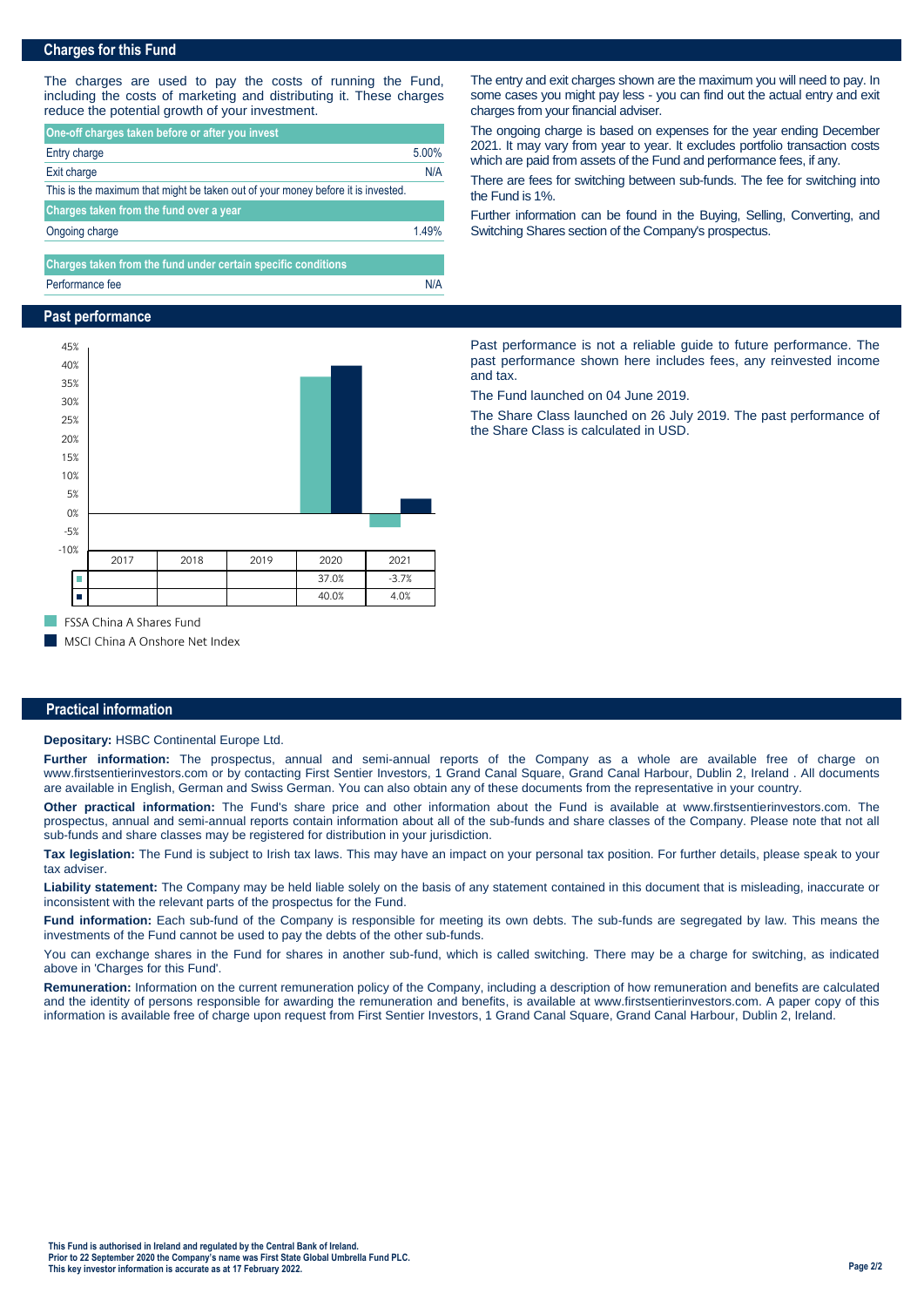## Charges for this Fund

The charges are used to pay the costs of running the Fund, including the costs of marketing and distributing it. These charges reduce the potential growth of your investment.

| One-off charges taken before or after you invest | |
|---|---|
| Entry charge | 5.00% |
| Exit charge | N/A |
| This is the maximum that might be taken out of your money before it is invested. | |
| **Charges taken from the fund over a year** | |
| Ongoing charge | 1.49% |
| **Charges taken from the fund under certain specific conditions** | |
| Performance fee | N/A |

The entry and exit charges shown are the maximum you will need to pay. In some cases you might pay less - you can find out the actual entry and exit charges from your financial adviser.

The ongoing charge is based on expenses for the year ending December 2021. It may vary from year to year. It excludes portfolio transaction costs which are paid from assets of the Fund and performance fees, if any.

There are fees for switching between sub-funds. The fee for switching into the Fund is 1%.

Further information can be found in the Buying, Selling, Converting, and Switching Shares section of the Company's prospectus.

## Past performance

45%
40%
35%
30%
25%
20%
15%
10%
5%
0%
-5%
-10%

2017 2018 2019 2020 2021

FSSA China A Shares Fund: 2020 37.0%, 2021 -3.7%

MSCI China A Onshore Net Index: 2020 40.0%, 2021 4.0%

Past performance is not a reliable guide to future performance. The past performance shown here includes fees, any reinvested income and tax.

The Fund launched on 04 June 2019.

The Share Class launched on 26 July 2019. The past performance of the Share Class is calculated in USD.

## Practical information

**Depositary:** HSBC Continental Europe Ltd.

**Further information:** The prospectus, annual and semi-annual reports of the Company as a whole are available free of charge on www.firstsentierinvestors.com or by contacting First Sentier Investors, 1 Grand Canal Square, Grand Canal Harbour, Dublin 2, Ireland . All documents are available in English, German and Swiss German. You can also obtain any of these documents from the representative in your country.

**Other practical information:** The Fund's share price and other information about the Fund is available at www.firstsentierinvestors.com. The prospectus, annual and semi-annual reports contain information about all of the sub-funds and share classes of the Company. Please note that not all sub-funds and share classes may be registered for distribution in your jurisdiction.

**Tax legislation:** The Fund is subject to Irish tax laws. This may have an impact on your personal tax position. For further details, please speak to your tax adviser.

**Liability statement:** The Company may be held liable solely on the basis of any statement contained in this document that is misleading, inaccurate or inconsistent with the relevant parts of the prospectus for the Fund.

**Fund information:** Each sub-fund of the Company is responsible for meeting its own debts. The sub-funds are segregated by law. This means the investments of the Fund cannot be used to pay the debts of the other sub-funds.

You can exchange shares in the Fund for shares in another sub-fund, which is called switching. There may be a charge for switching, as indicated above in 'Charges for this Fund'.

**Remuneration:** Information on the current remuneration policy of the Company, including a description of how remuneration and benefits are calculated and the identity of persons responsible for awarding the remuneration and benefits, is available at www.firstsentierinvestors.com. A paper copy of this information is available free of charge upon request from First Sentier Investors, 1 Grand Canal Square, Grand Canal Harbour, Dublin 2, Ireland.

**This Fund is authorised in Ireland and regulated by the Central Bank of Ireland.**
**Prior to 22 September 2020 the Company's name was First State Global Umbrella Fund PLC.**
**This key investor information is accurate as at 17 February 2022.**